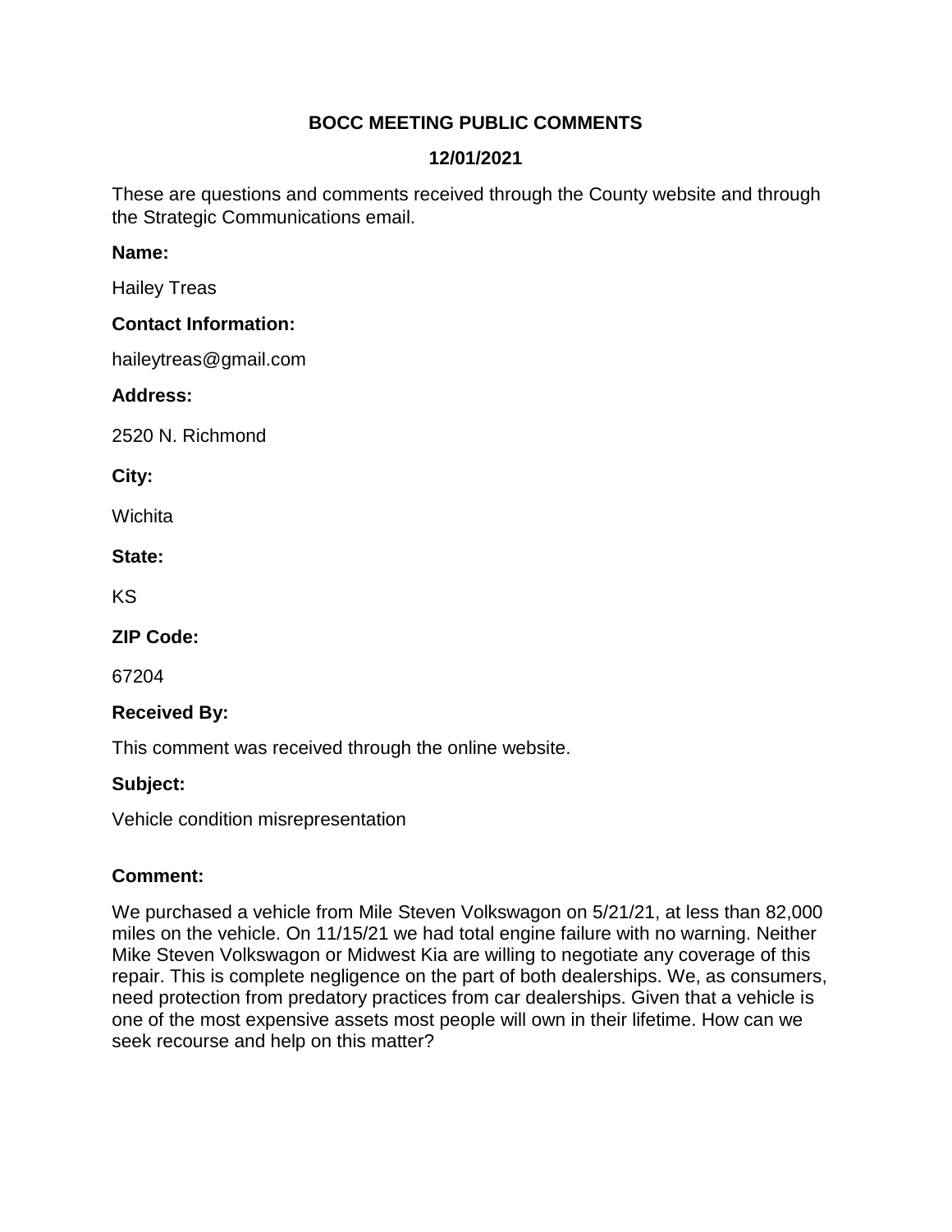# BOCC MEETING PUBLIC COMMENTS

## 12/01/2021

These are questions and comments received through the County website and through the Strategic Communications email.

**Name:**

Hailey Treas

**Contact Information:**

haileytreas@gmail.com

**Address:**

2520 N. Richmond

**City:**

Wichita

**State:**

KS

**ZIP Code:**

67204

**Received By:**

This comment was received through the online website.

**Subject:**

Vehicle condition misrepresentation

**Comment:**

We purchased a vehicle from Mile Steven Volkswagon on 5/21/21, at less than 82,000 miles on the vehicle. On 11/15/21 we had total engine failure with no warning. Neither Mike Steven Volkswagon or Midwest Kia are willing to negotiate any coverage of this repair. This is complete negligence on the part of both dealerships. We, as consumers, need protection from predatory practices from car dealerships. Given that a vehicle is one of the most expensive assets most people will own in their lifetime. How can we seek recourse and help on this matter?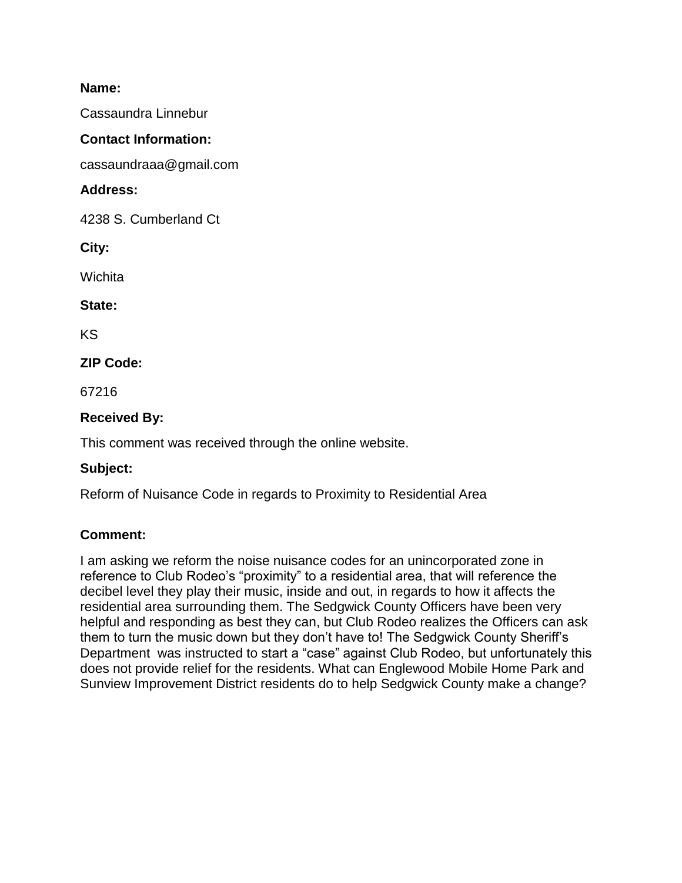**Name:**

Cassaundra Linnebur

**Contact Information:**

cassaundraaa@gmail.com

**Address:**

4238 S. Cumberland Ct

**City:**

Wichita

**State:**

KS

**ZIP Code:**

67216

**Received By:**

This comment was received through the online website.

**Subject:**

Reform of Nuisance Code in regards to Proximity to Residential Area

**Comment:**

I am asking we reform the noise nuisance codes for an unincorporated zone in reference to Club Rodeo's "proximity" to a residential area, that will reference the decibel level they play their music, inside and out, in regards to how it affects the residential area surrounding them. The Sedgwick County Officers have been very helpful and responding as best they can, but Club Rodeo realizes the Officers can ask them to turn the music down but they don't have to! The Sedgwick County Sheriff's Department was instructed to start a "case" against Club Rodeo, but unfortunately this does not provide relief for the residents. What can Englewood Mobile Home Park and Sunview Improvement District residents do to help Sedgwick County make a change?